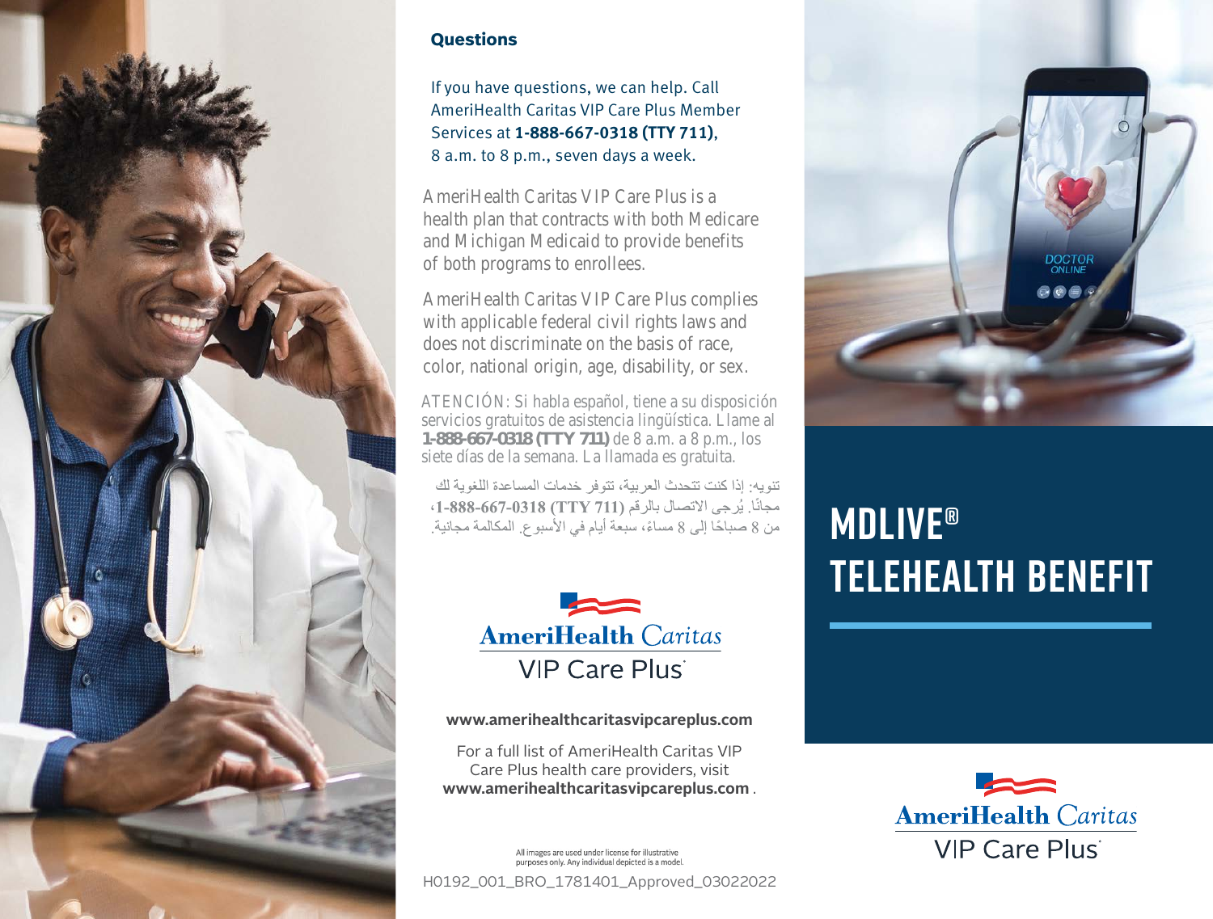## Questions

If you have questions, we can help. Call AmeriHealth Caritas VIP Care Plus Member Services at **1-888-667-0318 (TTY 711)**, 8 a.m. to 8 p.m., seven days a week.

AmeriHealth Caritas VIP Care Plus is a health plan that contracts with both Medicare and Michigan Medicaid to provide benefits of both programs to enrollees.

AmeriHealth Caritas VIP Care Plus complies with applicable federal civil rights laws and does not discriminate on the basis of race, color, national origin, age, disability, or sex.

ATENCIÓN: Si habla español, tiene a su disposición servicios gratuitos de asistencia lingüística. Llame al **1-888-667-0318 (TTY 711)** de 8 a.m. a 8 p.m., los siete días de la semana. La llamada es gratuita.

تنويه: إذا كنت تتحدث العربية، تتوفر خدمات المساعدة اللغوية لك مجانًا. يُرجى الاتصال بالرقم **1-888-667-0318 (TTY 711)**، من 8 صباحًا إلى 8 مساءً، سبعة أيام في الأسبوع. المكالمة مجانية.

AmeriHealth Caritas VIP Care Plus

**www.amerihealthcaritasvipcareplus.com**

For a full list of AmeriHealth Caritas VIP Care Plus health care providers, visit **www.amerihealthcaritasvipcareplus.com**.

All images are used under license for illustrative purposes only. Any individual depicted is a model.

H0192_001_BRO_1781401_Approved_03022022

# MDLIVE® TELEHEALTH BENEFIT

AmeriHealth Caritas VIP Care Plus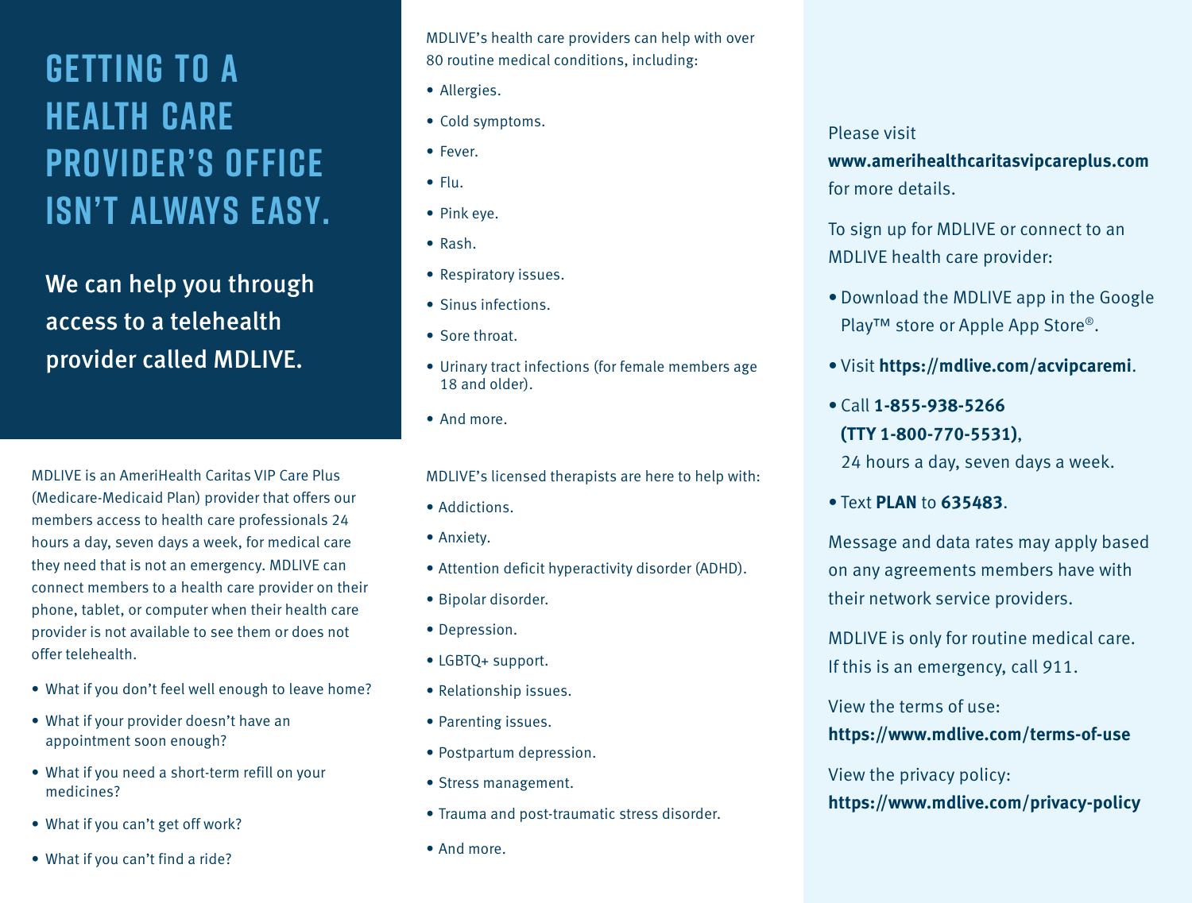# GETTING TO A HEALTH CARE PROVIDER'S OFFICE ISN'T ALWAYS EASY.

## We can help you through access to a telehealth provider called MDLIVE.

MDLIVE is an AmeriHealth Caritas VIP Care Plus (Medicare-Medicaid Plan) provider that offers our members access to health care professionals 24 hours a day, seven days a week, for medical care they need that is not an emergency. MDLIVE can connect members to a health care provider on their phone, tablet, or computer when their health care provider is not available to see them or does not offer telehealth.

- What if you don't feel well enough to leave home?
- What if your provider doesn't have an appointment soon enough?
- What if you need a short-term refill on your medicines?
- What if you can't get off work?
- What if you can't find a ride?

MDLIVE's health care providers can help with over 80 routine medical conditions, including:

- Allergies.
- Cold symptoms.
- Fever.
- Flu.
- Pink eye.
- Rash.
- Respiratory issues.
- Sinus infections.
- Sore throat.
- Urinary tract infections (for female members age 18 and older).
- And more.

MDLIVE's licensed therapists are here to help with:

- Addictions.
- Anxiety.
- Attention deficit hyperactivity disorder (ADHD).
- Bipolar disorder.
- Depression.
- LGBTQ+ support.
- Relationship issues.
- Parenting issues.
- Postpartum depression.
- Stress management.
- Trauma and post-traumatic stress disorder.
- And more.

Please visit **www.amerihealthcaritasvipcareplus.com** for more details.

To sign up for MDLIVE or connect to an MDLIVE health care provider:

- Download the MDLIVE app in the Google Play™ store or Apple App Store®.
- Visit **https://mdlive.com/acvipcaremi**.
- Call **1-855-938-5266 (TTY 1-800-770-5531)**, 24 hours a day, seven days a week.
- Text **PLAN** to **635483**.

Message and data rates may apply based on any agreements members have with their network service providers.

MDLIVE is only for routine medical care. If this is an emergency, call 911.

View the terms of use: **https://www.mdlive.com/terms-of-use**

View the privacy policy: **https://www.mdlive.com/privacy-policy**